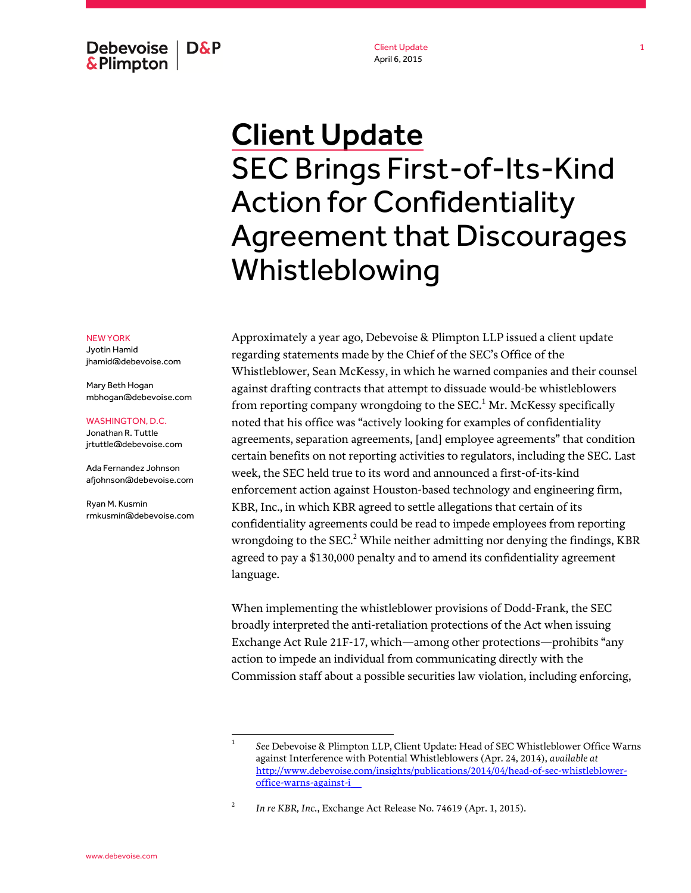Debevoise & Plimpton | D&P

Client Update
April 6, 2015

# Client Update
## SEC Brings First-of-Its-Kind Action for Confidentiality Agreement that Discourages Whistleblowing

NEW YORK
Jyotin Hamid
jhamid@debevoise.com

Mary Beth Hogan
mbhogan@debevoise.com

WASHINGTON, D.C.
Jonathan R. Tuttle
jrtuttle@debevoise.com

Ada Fernandez Johnson
afjohnson@debevoise.com

Ryan M. Kusmin
rmkusmin@debevoise.com

Approximately a year ago, Debevoise & Plimpton LLP issued a client update regarding statements made by the Chief of the SEC's Office of the Whistleblower, Sean McKessy, in which he warned companies and their counsel against drafting contracts that attempt to dissuade would-be whistleblowers from reporting company wrongdoing to the SEC.[1] Mr. McKessy specifically noted that his office was "actively looking for examples of confidentiality agreements, separation agreements, [and] employee agreements" that condition certain benefits on not reporting activities to regulators, including the SEC. Last week, the SEC held true to its word and announced a first-of-its-kind enforcement action against Houston-based technology and engineering firm, KBR, Inc., in which KBR agreed to settle allegations that certain of its confidentiality agreements could be read to impede employees from reporting wrongdoing to the SEC.[2] While neither admitting nor denying the findings, KBR agreed to pay a $130,000 penalty and to amend its confidentiality agreement language.

When implementing the whistleblower provisions of Dodd-Frank, the SEC broadly interpreted the anti-retaliation protections of the Act when issuing Exchange Act Rule 21F-17, which—among other protections—prohibits "any action to impede an individual from communicating directly with the Commission staff about a possible securities law violation, including enforcing,

---

[1] *See* Debevoise & Plimpton LLP, Client Update: Head of SEC Whistleblower Office Warns against Interference with Potential Whistleblowers (Apr. 24, 2014), *available at* http://www.debevoise.com/insights/publications/2014/04/head-of-sec-whistleblower-office-warns-against-i__

[2] *In re KBR, Inc.*, Exchange Act Release No. 74619 (Apr. 1, 2015).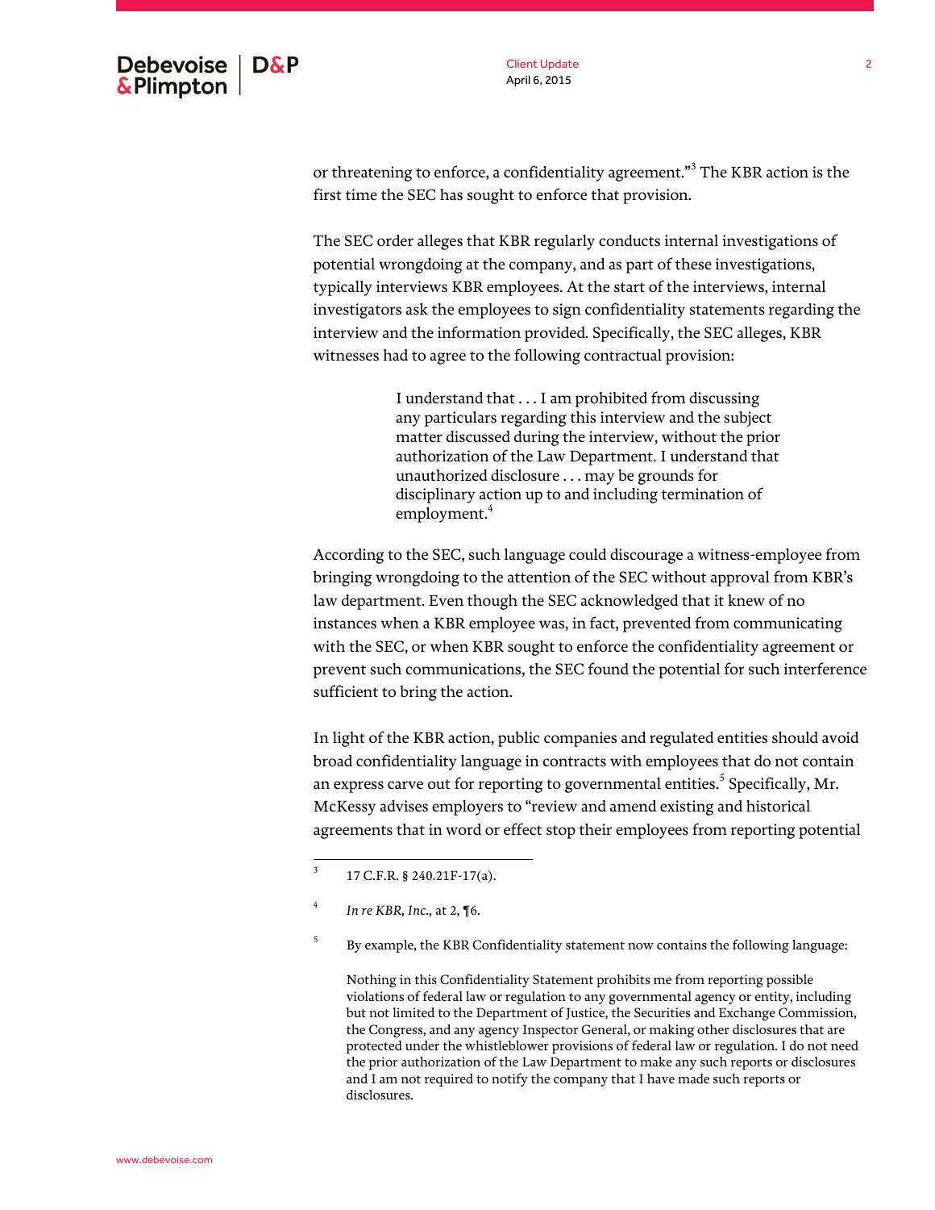or threatening to enforce, a confidentiality agreement."[3] The KBR action is the first time the SEC has sought to enforce that provision.

The SEC order alleges that KBR regularly conducts internal investigations of potential wrongdoing at the company, and as part of these investigations, typically interviews KBR employees. At the start of the interviews, internal investigators ask the employees to sign confidentiality statements regarding the interview and the information provided. Specifically, the SEC alleges, KBR witnesses had to agree to the following contractual provision:

> I understand that . . . I am prohibited from discussing any particulars regarding this interview and the subject matter discussed during the interview, without the prior authorization of the Law Department. I understand that unauthorized disclosure . . . may be grounds for disciplinary action up to and including termination of employment.[4]

According to the SEC, such language could discourage a witness-employee from bringing wrongdoing to the attention of the SEC without approval from KBR's law department. Even though the SEC acknowledged that it knew of no instances when a KBR employee was, in fact, prevented from communicating with the SEC, or when KBR sought to enforce the confidentiality agreement or prevent such communications, the SEC found the potential for such interference sufficient to bring the action.

In light of the KBR action, public companies and regulated entities should avoid broad confidentiality language in contracts with employees that do not contain an express carve out for reporting to governmental entities.[5] Specifically, Mr. McKessy advises employers to "review and amend existing and historical agreements that in word or effect stop their employees from reporting potential

---

[3] 17 C.F.R. § 240.21F-17(a).

[4] *In re KBR, Inc.,* at 2, ¶6.

[5] By example, the KBR Confidentiality statement now contains the following language:

> Nothing in this Confidentiality Statement prohibits me from reporting possible violations of federal law or regulation to any governmental agency or entity, including but not limited to the Department of Justice, the Securities and Exchange Commission, the Congress, and any agency Inspector General, or making other disclosures that are protected under the whistleblower provisions of federal law or regulation. I do not need the prior authorization of the Law Department to make any such reports or disclosures and I am not required to notify the company that I have made such reports or disclosures.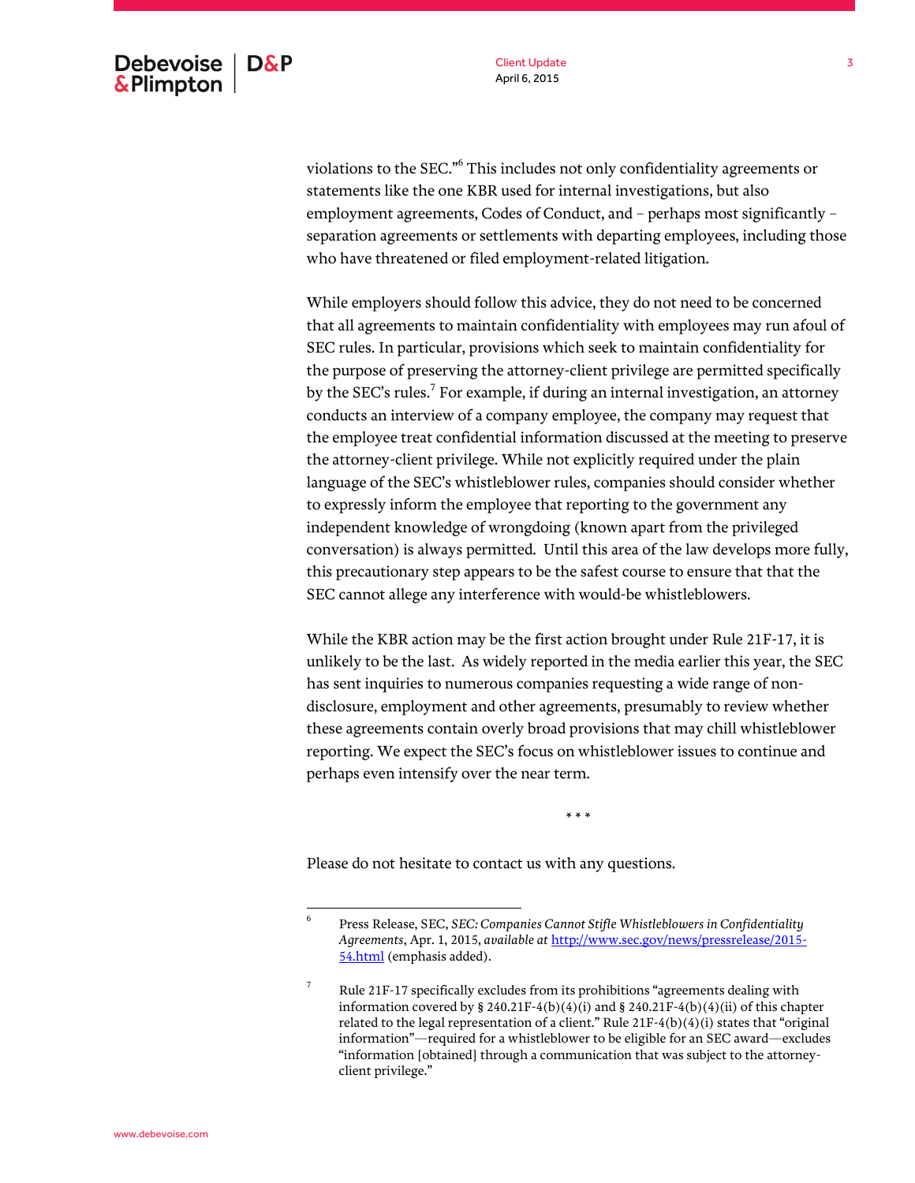violations to the SEC."[6] This includes not only confidentiality agreements or statements like the one KBR used for internal investigations, but also employment agreements, Codes of Conduct, and – perhaps most significantly – separation agreements or settlements with departing employees, including those who have threatened or filed employment-related litigation.

While employers should follow this advice, they do not need to be concerned that all agreements to maintain confidentiality with employees may run afoul of SEC rules. In particular, provisions which seek to maintain confidentiality for the purpose of preserving the attorney-client privilege are permitted specifically by the SEC's rules.[7] For example, if during an internal investigation, an attorney conducts an interview of a company employee, the company may request that the employee treat confidential information discussed at the meeting to preserve the attorney-client privilege. While not explicitly required under the plain language of the SEC's whistleblower rules, companies should consider whether to expressly inform the employee that reporting to the government any independent knowledge of wrongdoing (known apart from the privileged conversation) is always permitted. Until this area of the law develops more fully, this precautionary step appears to be the safest course to ensure that that the SEC cannot allege any interference with would-be whistleblowers.

While the KBR action may be the first action brought under Rule 21F-17, it is unlikely to be the last. As widely reported in the media earlier this year, the SEC has sent inquiries to numerous companies requesting a wide range of non-disclosure, employment and other agreements, presumably to review whether these agreements contain overly broad provisions that may chill whistleblower reporting. We expect the SEC's focus on whistleblower issues to continue and perhaps even intensify over the near term.

\* \* \*

Please do not hesitate to contact us with any questions.

---

[6] Press Release, SEC, *SEC: Companies Cannot Stifle Whistleblowers in Confidentiality Agreements*, Apr. 1, 2015, *available at* [http://www.sec.gov/news/pressrelease/2015-54.html](http://www.sec.gov/news/pressrelease/2015-54.html) (emphasis added).

[7] Rule 21F-17 specifically excludes from its prohibitions "agreements dealing with information covered by § 240.21F-4(b)(4)(i) and § 240.21F-4(b)(4)(ii) of this chapter related to the legal representation of a client." Rule 21F-4(b)(4)(i) states that "original information"—required for a whistleblower to be eligible for an SEC award—excludes "information [obtained] through a communication that was subject to the attorney-client privilege."